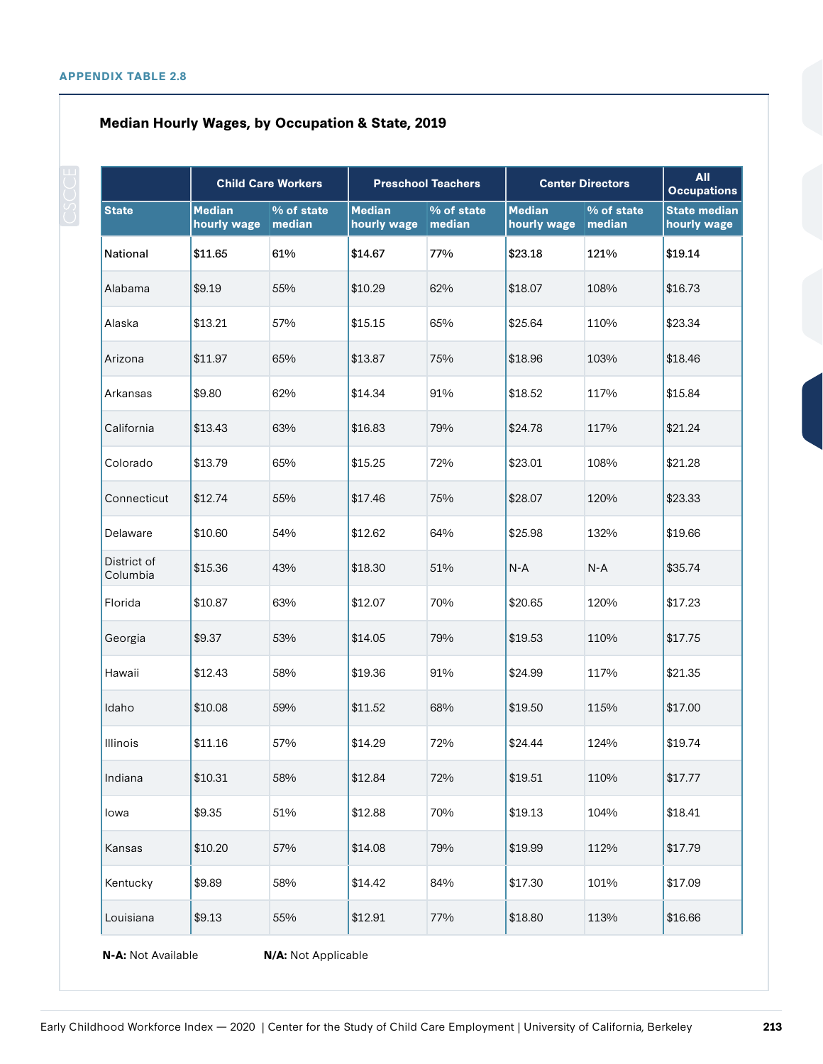APPENDIX TABLE 2.8

### Median Hourly Wages, by Occupation & State, 2019

| | Child Care Workers | | Preschool Teachers | | Center Directors | | All Occupations |
|---|---|---|---|---|---|---|---|
| State | Median hourly wage | % of state median | Median hourly wage | % of state median | Median hourly wage | % of state median | State median hourly wage |
| National | $11.65 | 61% | $14.67 | 77% | $23.18 | 121% | $19.14 |
| Alabama | $9.19 | 55% | $10.29 | 62% | $18.07 | 108% | $16.73 |
| Alaska | $13.21 | 57% | $15.15 | 65% | $25.64 | 110% | $23.34 |
| Arizona | $11.97 | 65% | $13.87 | 75% | $18.96 | 103% | $18.46 |
| Arkansas | $9.80 | 62% | $14.34 | 91% | $18.52 | 117% | $15.84 |
| California | $13.43 | 63% | $16.83 | 79% | $24.78 | 117% | $21.24 |
| Colorado | $13.79 | 65% | $15.25 | 72% | $23.01 | 108% | $21.28 |
| Connecticut | $12.74 | 55% | $17.46 | 75% | $28.07 | 120% | $23.33 |
| Delaware | $10.60 | 54% | $12.62 | 64% | $25.98 | 132% | $19.66 |
| District of Columbia | $15.36 | 43% | $18.30 | 51% | N-A | N-A | $35.74 |
| Florida | $10.87 | 63% | $12.07 | 70% | $20.65 | 120% | $17.23 |
| Georgia | $9.37 | 53% | $14.05 | 79% | $19.53 | 110% | $17.75 |
| Hawaii | $12.43 | 58% | $19.36 | 91% | $24.99 | 117% | $21.35 |
| Idaho | $10.08 | 59% | $11.52 | 68% | $19.50 | 115% | $17.00 |
| Illinois | $11.16 | 57% | $14.29 | 72% | $24.44 | 124% | $19.74 |
| Indiana | $10.31 | 58% | $12.84 | 72% | $19.51 | 110% | $17.77 |
| Iowa | $9.35 | 51% | $12.88 | 70% | $19.13 | 104% | $18.41 |
| Kansas | $10.20 | 57% | $14.08 | 79% | $19.99 | 112% | $17.79 |
| Kentucky | $9.89 | 58% | $14.42 | 84% | $17.30 | 101% | $17.09 |
| Louisiana | $9.13 | 55% | $12.91 | 77% | $18.80 | 113% | $16.66 |

**N-A:** Not Available **N/A:** Not Applicable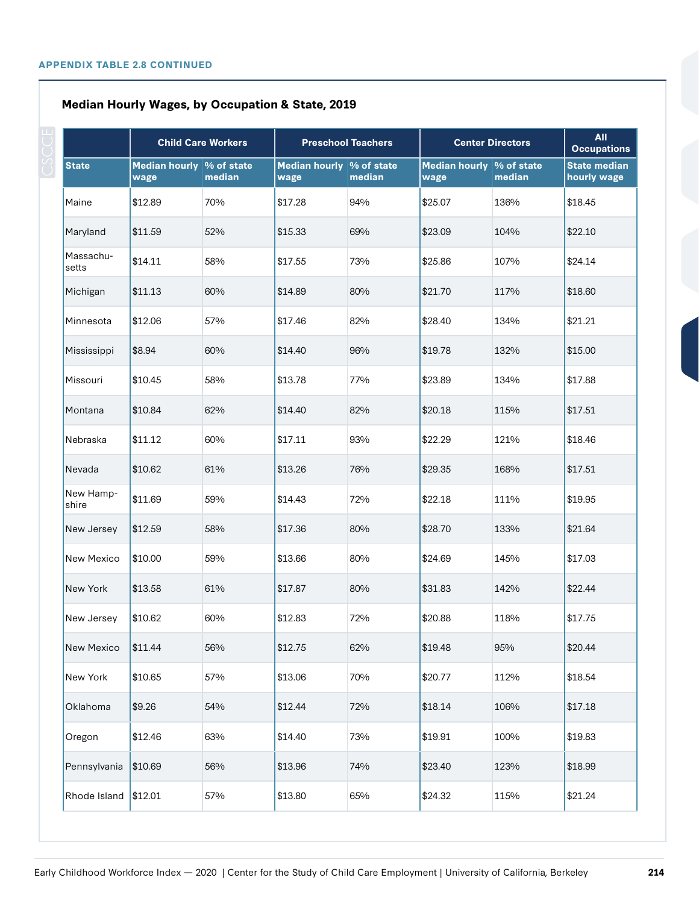APPENDIX TABLE 2.8 CONTINUED

### Median Hourly Wages, by Occupation & State, 2019

| | Child Care Workers | | Preschool Teachers | | Center Directors | | All Occupations |
|---|---|---|---|---|---|---|---|
| State | Median hourly wage | % of state median | Median hourly wage | % of state median | Median hourly wage | % of state median | State median hourly wage |
| Maine | $12.89 | 70% | $17.28 | 94% | $25.07 | 136% | $18.45 |
| Maryland | $11.59 | 52% | $15.33 | 69% | $23.09 | 104% | $22.10 |
| Massachu-setts | $14.11 | 58% | $17.55 | 73% | $25.86 | 107% | $24.14 |
| Michigan | $11.13 | 60% | $14.89 | 80% | $21.70 | 117% | $18.60 |
| Minnesota | $12.06 | 57% | $17.46 | 82% | $28.40 | 134% | $21.21 |
| Mississippi | $8.94 | 60% | $14.40 | 96% | $19.78 | 132% | $15.00 |
| Missouri | $10.45 | 58% | $13.78 | 77% | $23.89 | 134% | $17.88 |
| Montana | $10.84 | 62% | $14.40 | 82% | $20.18 | 115% | $17.51 |
| Nebraska | $11.12 | 60% | $17.11 | 93% | $22.29 | 121% | $18.46 |
| Nevada | $10.62 | 61% | $13.26 | 76% | $29.35 | 168% | $17.51 |
| New Hamp-shire | $11.69 | 59% | $14.43 | 72% | $22.18 | 111% | $19.95 |
| New Jersey | $12.59 | 58% | $17.36 | 80% | $28.70 | 133% | $21.64 |
| New Mexico | $10.00 | 59% | $13.66 | 80% | $24.69 | 145% | $17.03 |
| New York | $13.58 | 61% | $17.87 | 80% | $31.83 | 142% | $22.44 |
| New Jersey | $10.62 | 60% | $12.83 | 72% | $20.88 | 118% | $17.75 |
| New Mexico | $11.44 | 56% | $12.75 | 62% | $19.48 | 95% | $20.44 |
| New York | $10.65 | 57% | $13.06 | 70% | $20.77 | 112% | $18.54 |
| Oklahoma | $9.26 | 54% | $12.44 | 72% | $18.14 | 106% | $17.18 |
| Oregon | $12.46 | 63% | $14.40 | 73% | $19.91 | 100% | $19.83 |
| Pennsylvania | $10.69 | 56% | $13.96 | 74% | $23.40 | 123% | $18.99 |
| Rhode Island | $12.01 | 57% | $13.80 | 65% | $24.32 | 115% | $21.24 |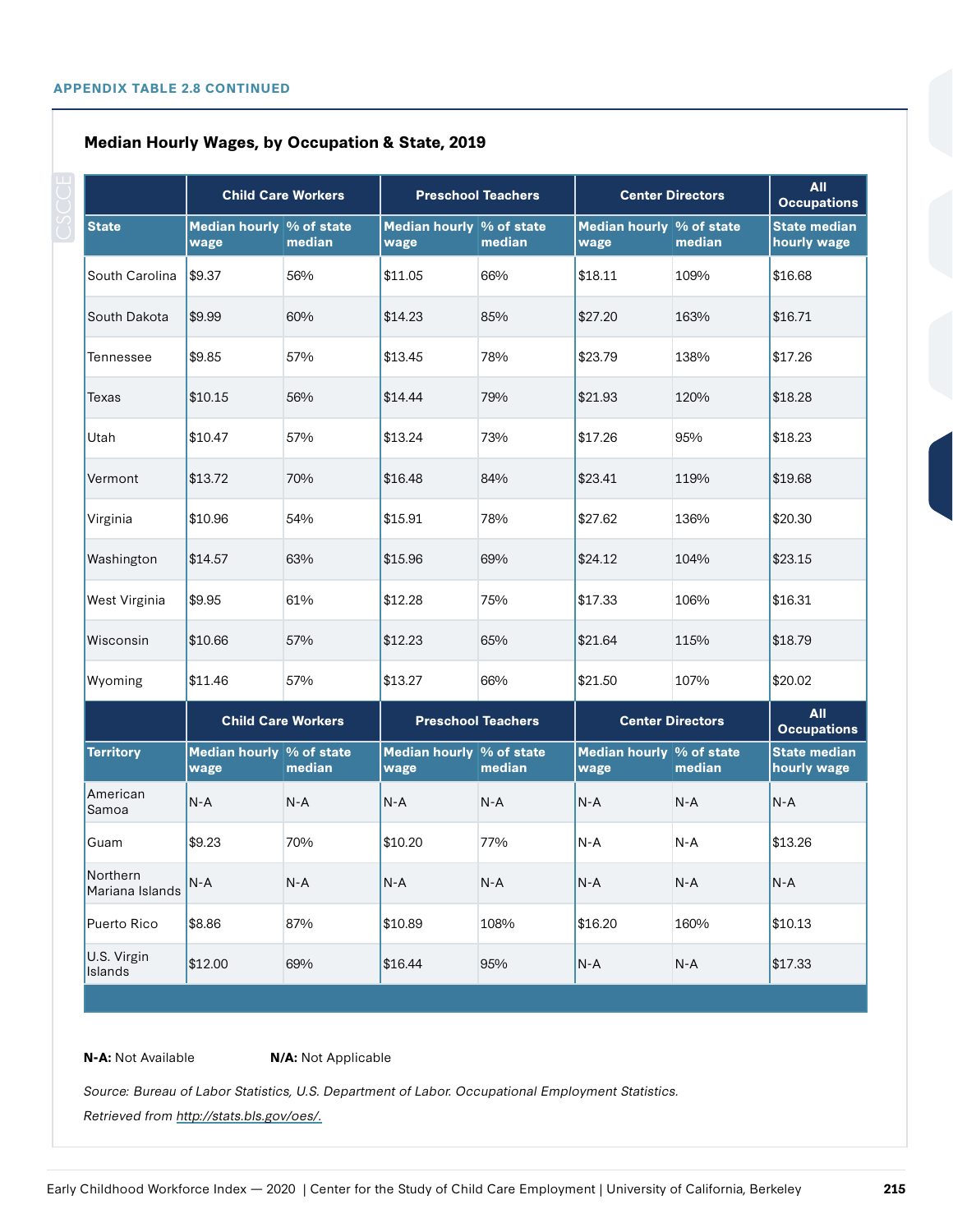**APPENDIX TABLE 2.8 CONTINUED**

### Median Hourly Wages, by Occupation & State, 2019

| | Child Care Workers | | Preschool Teachers | | Center Directors | | All Occupations |
|---|---|---|---|---|---|---|---|
| **State** | **Median hourly wage** | **% of state median** | **Median hourly wage** | **% of state median** | **Median hourly wage** | **% of state median** | **State median hourly wage** |
| South Carolina | $9.37 | 56% | $11.05 | 66% | $18.11 | 109% | $16.68 |
| South Dakota | $9.99 | 60% | $14.23 | 85% | $27.20 | 163% | $16.71 |
| Tennessee | $9.85 | 57% | $13.45 | 78% | $23.79 | 138% | $17.26 |
| Texas | $10.15 | 56% | $14.44 | 79% | $21.93 | 120% | $18.28 |
| Utah | $10.47 | 57% | $13.24 | 73% | $17.26 | 95% | $18.23 |
| Vermont | $13.72 | 70% | $16.48 | 84% | $23.41 | 119% | $19.68 |
| Virginia | $10.96 | 54% | $15.91 | 78% | $27.62 | 136% | $20.30 |
| Washington | $14.57 | 63% | $15.96 | 69% | $24.12 | 104% | $23.15 |
| West Virginia | $9.95 | 61% | $12.28 | 75% | $17.33 | 106% | $16.31 |
| Wisconsin | $10.66 | 57% | $12.23 | 65% | $21.64 | 115% | $18.79 |
| Wyoming | $11.46 | 57% | $13.27 | 66% | $21.50 | 107% | $20.02 |
| | **Child Care Workers** | | **Preschool Teachers** | | **Center Directors** | | **All Occupations** |
| **Territory** | **Median hourly wage** | **% of state median** | **Median hourly wage** | **% of state median** | **Median hourly wage** | **% of state median** | **State median hourly wage** |
| American Samoa | N-A | N-A | N-A | N-A | N-A | N-A | N-A |
| Guam | $9.23 | 70% | $10.20 | 77% | N-A | N-A | $13.26 |
| Northern Mariana Islands | N-A | N-A | N-A | N-A | N-A | N-A | N-A |
| Puerto Rico | $8.86 | 87% | $10.89 | 108% | $16.20 | 160% | $10.13 |
| U.S. Virgin Islands | $12.00 | 69% | $16.44 | 95% | N-A | N-A | $17.33 |

**N-A:** Not Available **N/A:** Not Applicable

*Source: Bureau of Labor Statistics, U.S. Department of Labor. Occupational Employment Statistics.*

*Retrieved from http://stats.bls.gov/oes/.*